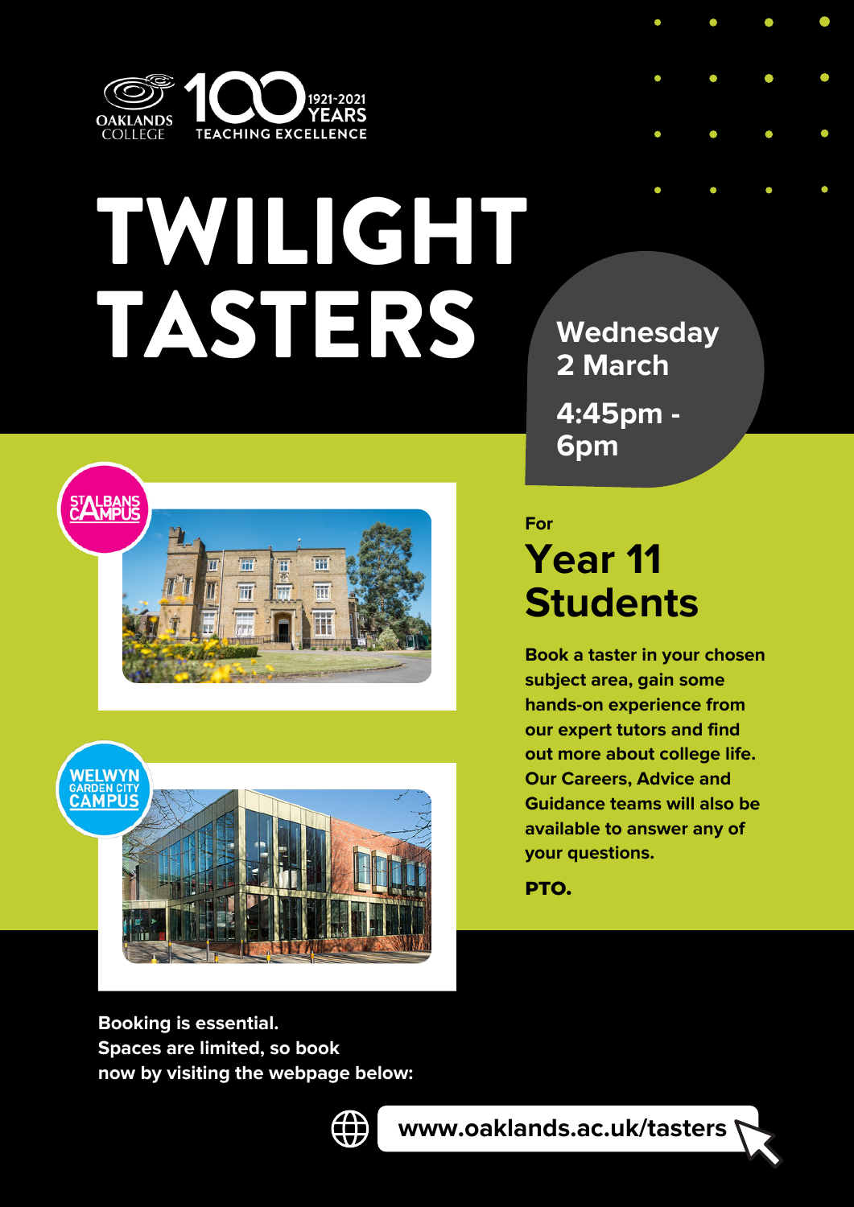OAKLANDS COLLEGE

100 YEARS 1921-2021 TEACHING EXCELLENCE

# TWILIGHT TASTERS

**Wednesday 2 March**

**4:45pm - 6pm**

ST ALBANS CAMPUS

WELWYN GARDEN CITY CAMPUS

For

## Year 11 Students

**Book a taster in your chosen subject area, gain some hands-on experience from our expert tutors and find out more about college life. Our Careers, Advice and Guidance teams will also be available to answer any of your questions.**

**PTO.**

**Booking is essential. Spaces are limited, so book now by visiting the webpage below:**

**www.oaklands.ac.uk/tasters**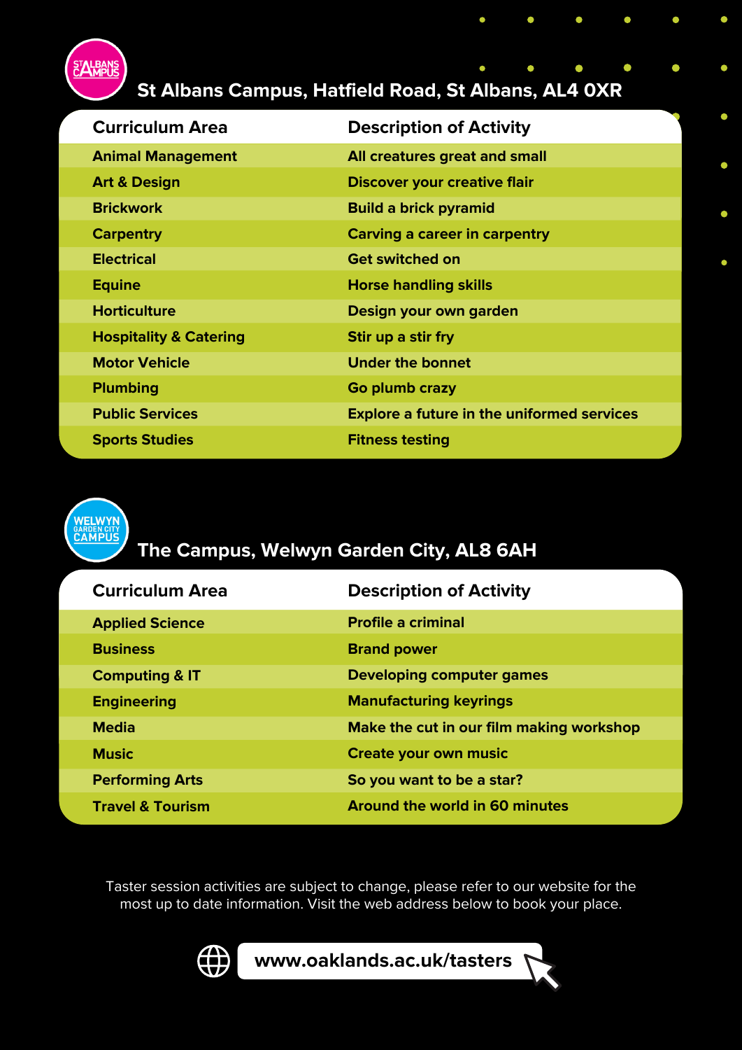## St Albans Campus, Hatfield Road, St Albans, AL4 0XR

| Curriculum Area | Description of Activity |
| --- | --- |
| Animal Management | All creatures great and small |
| Art & Design | Discover your creative flair |
| Brickwork | Build a brick pyramid |
| Carpentry | Carving a career in carpentry |
| Electrical | Get switched on |
| Equine | Horse handling skills |
| Horticulture | Design your own garden |
| Hospitality & Catering | Stir up a stir fry |
| Motor Vehicle | Under the bonnet |
| Plumbing | Go plumb crazy |
| Public Services | Explore a future in the uniformed services |
| Sports Studies | Fitness testing |

## The Campus, Welwyn Garden City, AL8 6AH

| Curriculum Area | Description of Activity |
| --- | --- |
| Applied Science | Profile a criminal |
| Business | Brand power |
| Computing & IT | Developing computer games |
| Engineering | Manufacturing keyrings |
| Media | Make the cut in our film making workshop |
| Music | Create your own music |
| Performing Arts | So you want to be a star? |
| Travel & Tourism | Around the world in 60 minutes |

Taster session activities are subject to change, please refer to our website for the most up to date information. Visit the web address below to book your place.

www.oaklands.ac.uk/tasters